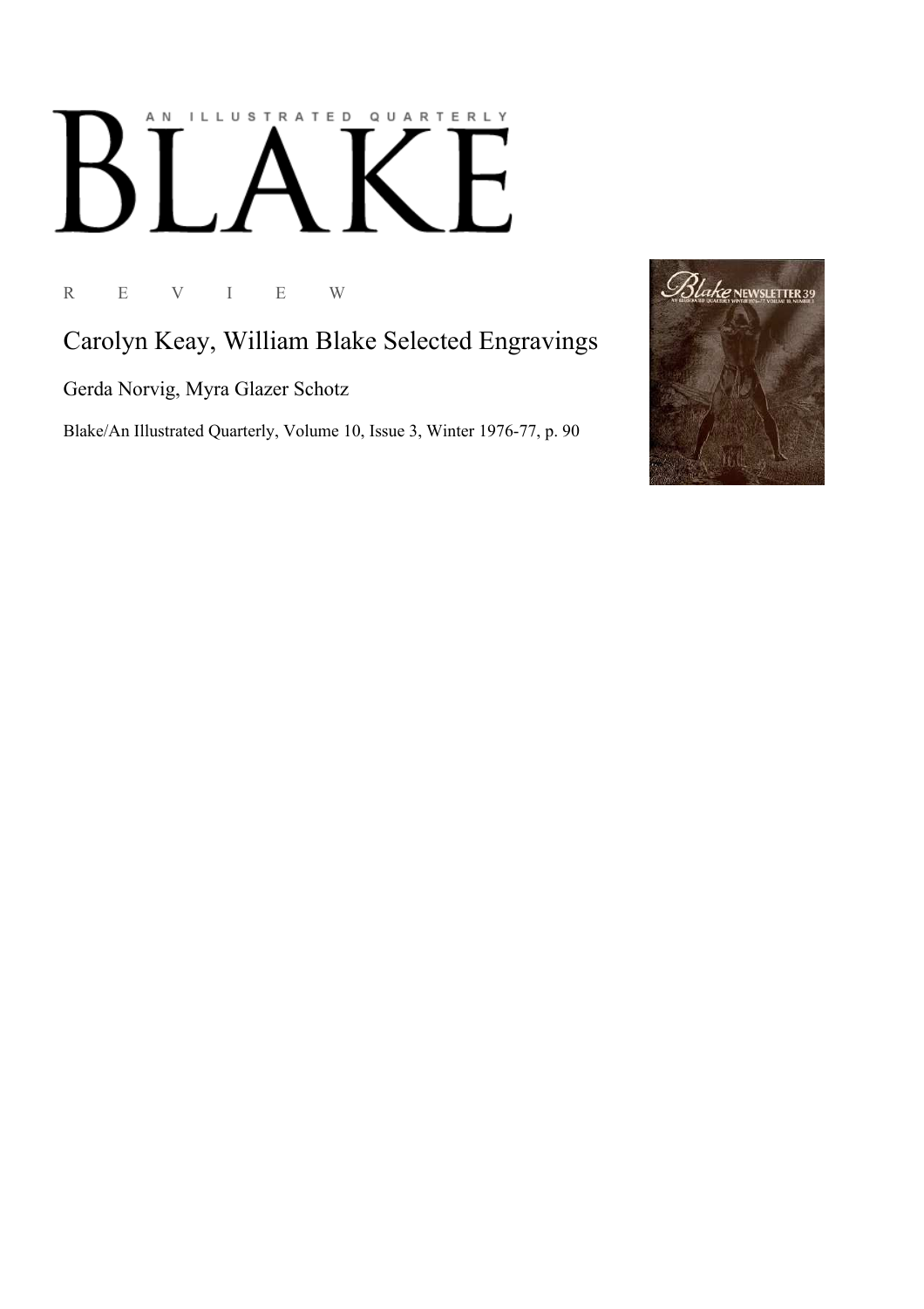AN ILLUSTRATED QUARTERLY

# BLAKE

R E V I E W

## Carolyn Keay, William Blake Selected Engravings

Gerda Norvig, Myra Glazer Schotz

Blake/An Illustrated Quarterly, Volume 10, Issue 3, Winter 1976-77, p. 90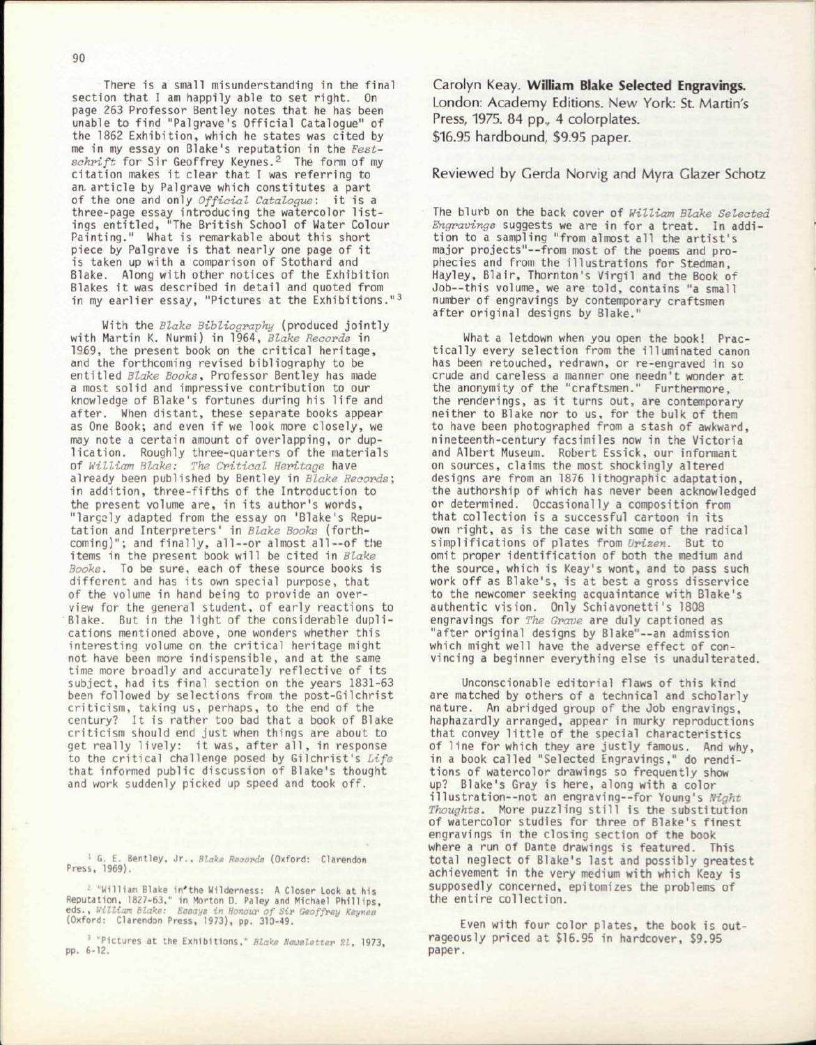There is a small misunderstanding in the final section that I am happily able to set right. On page 263 Professor Bentley notes that he has been unable to find "Palgrave's Official Catalogue" of the 1862 Exhibition, which he states was cited by me in my essay on Blake's reputation in the *Festschrift* for Sir Geoffrey Keynes.[2] The form of my citation makes it clear that I was referring to an article by Palgrave which constitutes a part of the one and only *Official Catalogue*: it is a three-page essay introducing the watercolor listings entitled, "The British School of Water Colour Painting." What is remarkable about this short piece by Palgrave is that nearly one page of it is taken up with a comparison of Stothard and Blake. Along with other notices of the Exhibition Blakes it was described in detail and quoted from in my earlier essay, "Pictures at the Exhibitions."[3]

With the *Blake Bibliography* (produced jointly with Martin K. Nurmi) in 1964, *Blake Records* in 1969, the present book on the critical heritage, and the forthcoming revised bibliography to be entitled *Blake Books*, Professor Bentley has made a most solid and impressive contribution to our knowledge of Blake's fortunes during his life and after. When distant, these separate books appear as One Book; and even if we look more closely, we may note a certain amount of overlapping, or duplication. Roughly three-quarters of the materials of *William Blake: The Critical Heritage* have already been published by Bentley in *Blake Records*; in addition, three-fifths of the Introduction to the present volume are, in its author's words, "largely adapted from the essay on 'Blake's Reputation and Interpreters' in *Blake Books* (forthcoming)"; and finally, all--or almost all--of the items in the present book will be cited in *Blake Books*. To be sure, each of these source books is different and has its own special purpose, that of the volume in hand being to provide an overview for the general student, of early reactions to Blake. But in the light of the considerable duplications mentioned above, one wonders whether this interesting volume on the critical heritage might not have been more indispensible, and at the same time more broadly and accurately reflective of its subject, had its final section on the years 1831-63 been followed by selections from the post-Gilchrist criticism, taking us, perhaps, to the end of the century? It is rather too bad that a book of Blake criticism should end just when things are about to get really lively: it was, after all, in response to the critical challenge posed by Gilchrist's *Life* that informed public discussion of Blake's thought and work suddenly picked up speed and took off.

[1] G. E. Bentley, Jr., *Blake Records* (Oxford: Clarendon Press, 1969).

[2] "William Blake in the Wilderness: A Closer Look at his Reputation, 1827-63," in Morton D. Paley and Michael Phillips, eds., *William Blake: Essays in Honour of Sir Geoffrey Keynes* (Oxford: Clarendon Press, 1973), pp. 310-49.

[3] "Pictures at the Exhibitions," *Blake Newsletter 21*, 1973, pp. 6-12.

Carolyn Keay. **William Blake Selected Engravings.** London: Academy Editions. New York: St. Martin's Press, 1975. 84 pp., 4 colorplates. $16.95 hardbound, $9.95 paper.

Reviewed by Gerda Norvig and Myra Glazer Schotz

The blurb on the back cover of *William Blake Selected Engravings* suggests we are in for a treat. In addition to a sampling "from almost all the artist's major projects"--from most of the poems and prophecies and from the illustrations for Stedman, Hayley, Blair, Thornton's Virgil and the Book of Job--this volume, we are told, contains "a small number of engravings by contemporary craftsmen after original designs by Blake."

What a letdown when you open the book! Practically every selection from the illuminated canon has been retouched, redrawn, or re-engraved in so crude and careless a manner one needn't wonder at the anonymity of the "craftsmen." Furthermore, the renderings, as it turns out, are contemporary neither to Blake nor to us, for the bulk of them to have been photographed from a stash of awkward, nineteenth-century facsimiles now in the Victoria and Albert Museum. Robert Essick, our informant on sources, claims the most shockingly altered designs are from an 1876 lithographic adaptation, the authorship of which has never been acknowledged or determined. Occasionally a composition from that collection is a successful cartoon in its own right, as is the case with some of the radical simplifications of plates from *Urizen*. But to omit proper identification of both the medium and the source, which is Keay's wont, and to pass such work off as Blake's, is at best a gross disservice to the newcomer seeking acquaintance with Blake's authentic vision. Only Schiavonetti's 1808 engravings for *The Grave* are duly captioned as "after original designs by Blake"--an admission which might well have the adverse effect of convincing a beginner everything else is unadulterated.

Unconscionable editorial flaws of this kind are matched by others of a technical and scholarly nature. An abridged group of the Job engravings, haphazardly arranged, appear in murky reproductions that convey little of the special characteristics of line for which they are justly famous. And why, in a book called "Selected Engravings," do renditions of watercolor drawings so frequently show up? Blake's Gray is here, along with a color illustration--not an engraving--for Young's *Night Thoughts*. More puzzling still is the substitution of watercolor studies for three of Blake's finest engravings in the closing section of the book where a run of Dante drawings is featured. This total neglect of Blake's last and possibly greatest achievement in the very medium with which Keay is supposedly concerned, epitomizes the problems of the entire collection.

Even with four color plates, the book is outrageously priced at $16.95 in hardcover, $9.95 paper.